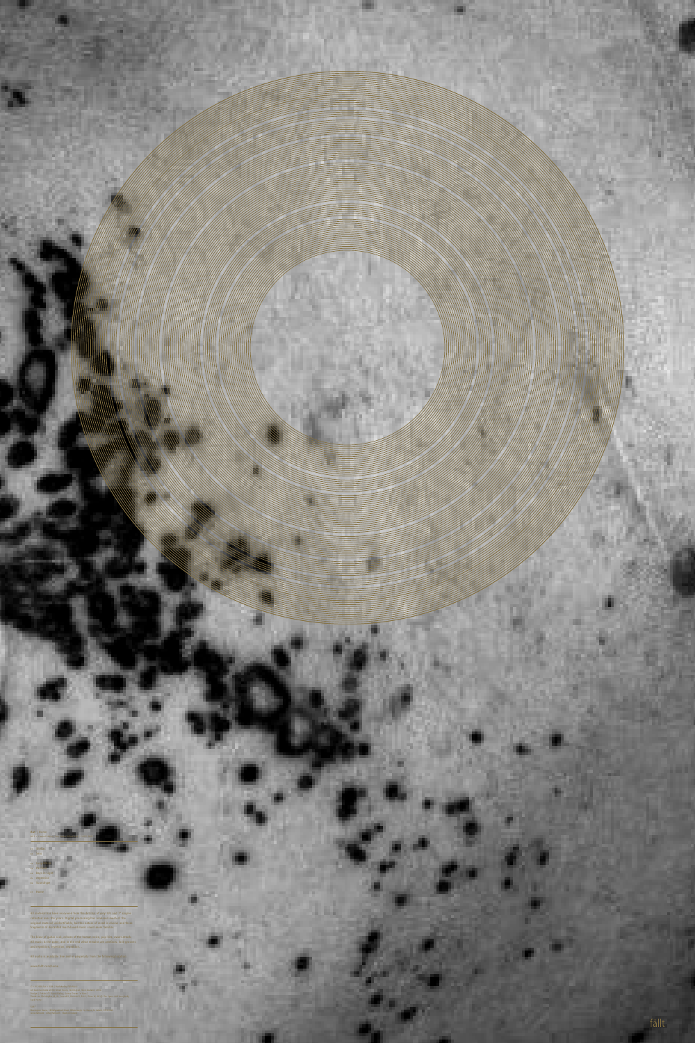fallt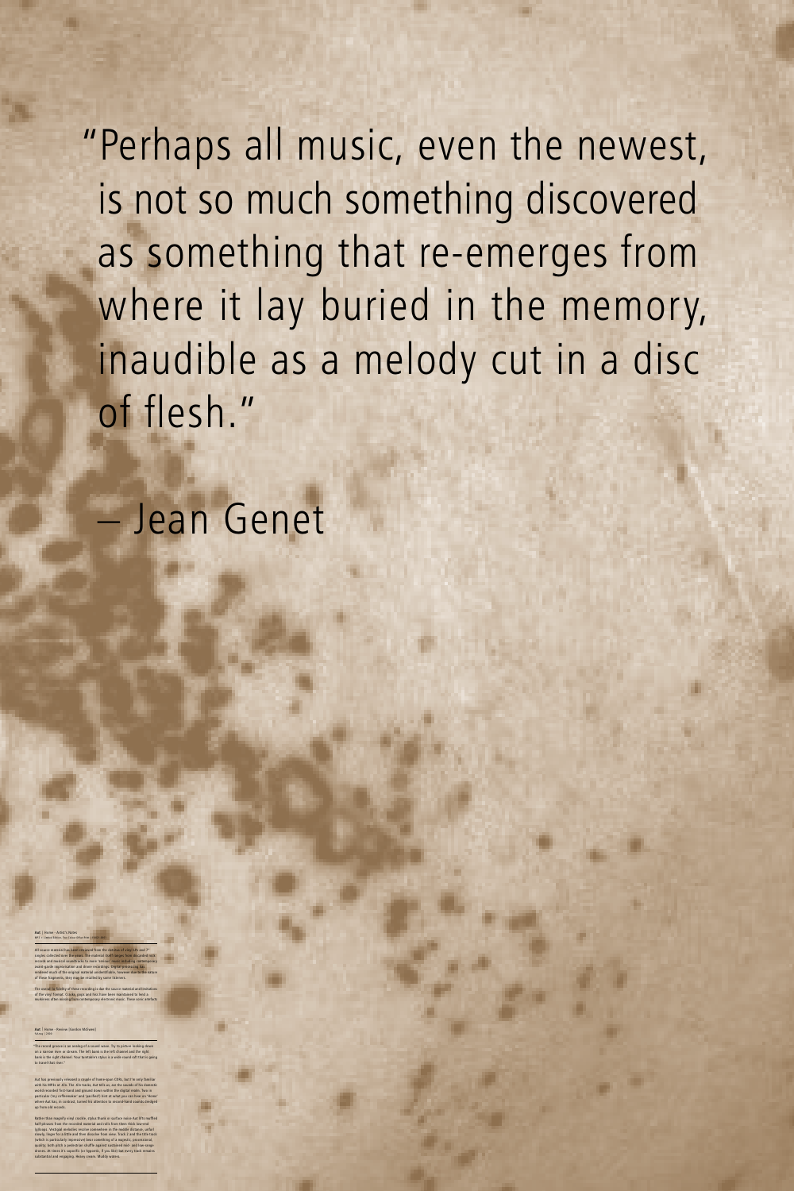"Perhaps all music, even the newest, is not so much something discovered as something that re-emerges from where it lay buried in the memory, inaudible as a melody cut in a disc of flesh."

– Jean Genet

**Aut** | Home - Artist's Notes

**Aut** | Home - Review (Gordon McEwen)

"The record groove is an analog of a sound wave. Try to picture looking down on a narrow river or stream. The left bank is the left channel and the right bank is the right channel. Your turntable's stylus is a wide round raft that is going to travel that river."